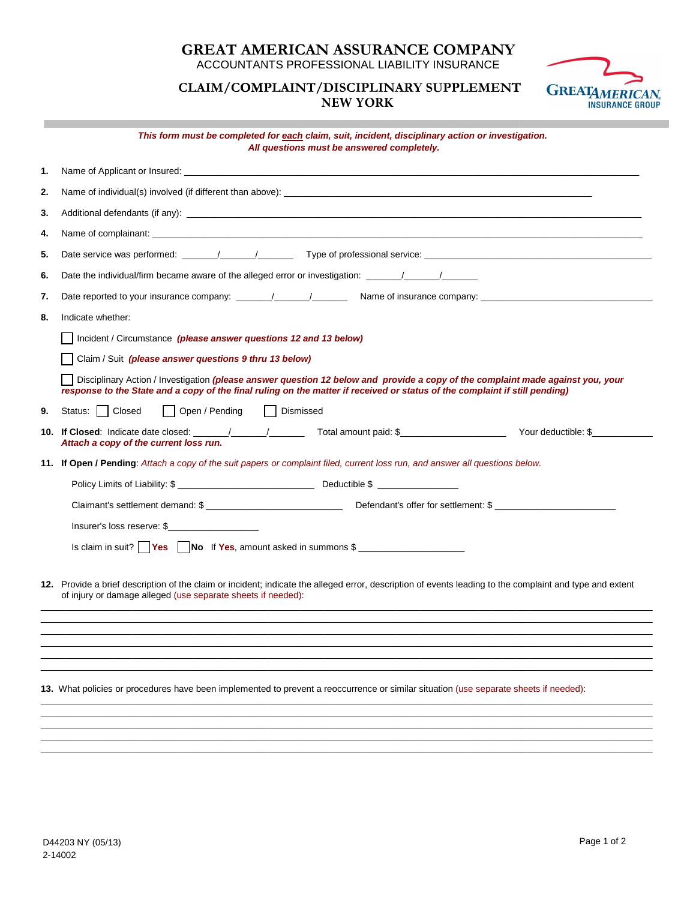# GREAT AMERICAN ASSURANCE COMPANY

ACCOUNTANTS PROFESSIONAL LIABILITY INSURANCE

## CLAIM/COMPLAINT/DISCIPLINARY SUPPLEMENT
## NEW YORK

GREAT AMERICAN INSURANCE GROUP

***This form must be completed for each claim, suit, incident, disciplinary action or investigation. All questions must be answered completely.***

1. Name of Applicant or Insured: ______________________________________________

2. Name of individual(s) involved (if different than above): ______________________________

3. Additional defendants (if any): ______________________________________________

4. Name of complainant: ______________________________________________

5. Date service was performed: ______/______/______ Type of professional service: ______________________

6. Date the individual/firm became aware of the alleged error or investigation: ______/______/______

7. Date reported to your insurance company: ______/______/______ Name of insurance company: ______________________

8. Indicate whether:

   ☐ Incident / Circumstance ***(please answer questions 12 and 13 below)***

   ☐ Claim / Suit ***(please answer questions 9 thru 13 below)***

   ☐ Disciplinary Action / Investigation ***(please answer question 12 below and provide a copy of the complaint made against you, your response to the State and a copy of the final ruling on the matter if received or status of the complaint if still pending)***

9. Status: ☐ Closed ☐ Open / Pending ☐ Dismissed

10. **If Closed**: Indicate date closed: ______/______/______ Total amount paid: $__________________ Your deductible: $___________
    ***Attach a copy of the current loss run.***

11. **If Open / Pending**: *Attach a copy of the suit papers or complaint filed, current loss run, and answer all questions below.*

    Policy Limits of Liability: $ ______________________ Deductible $ ______________

    Claimant's settlement demand: $ ______________________ Defendant's offer for settlement: $ ______________________

    Insurer's loss reserve: $________________

    Is claim in suit? ☐ **Yes** ☐ **No** If **Yes**, amount asked in summons $ __________________

12. Provide a brief description of the claim or incident; indicate the alleged error, description of events leading to the complaint and type and extent of injury or damage alleged (use separate sheets if needed):

______________________________________________________________________________

______________________________________________________________________________

______________________________________________________________________________

______________________________________________________________________________

______________________________________________________________________________

______________________________________________________________________________

13. What policies or procedures have been implemented to prevent a reoccurrence or similar situation (use separate sheets if needed):

______________________________________________________________________________

______________________________________________________________________________

______________________________________________________________________________

______________________________________________________________________________

______________________________________________________________________________

D44203 NY (05/13)
2-14002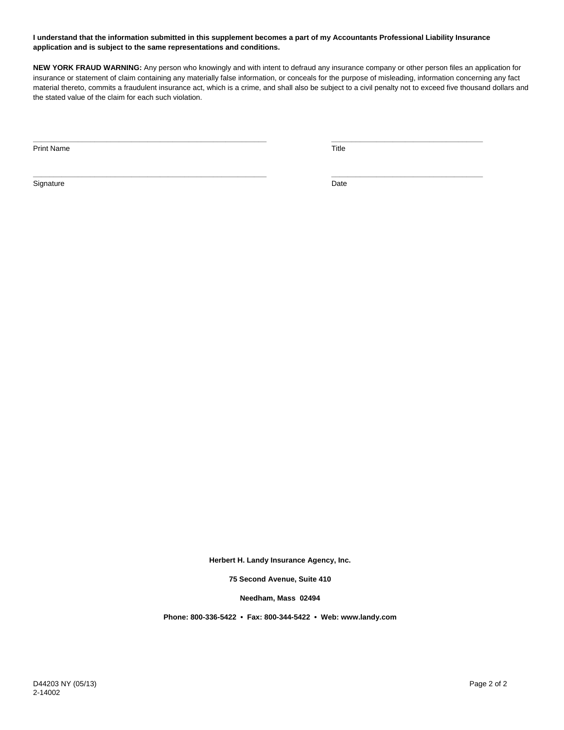**I understand that the information submitted in this supplement becomes a part of my Accountants Professional Liability Insurance application and is subject to the same representations and conditions.**

**NEW YORK FRAUD WARNING:** Any person who knowingly and with intent to defraud any insurance company or other person files an application for insurance or statement of claim containing any materially false information, or conceals for the purpose of misleading, information concerning any fact material thereto, commits a fraudulent insurance act, which is a crime, and shall also be subject to a civil penalty not to exceed five thousand dollars and the stated value of the claim for each such violation.

______________________________________________ ______________________________

Print Name Title

______________________________________________ ______________________________

Signature Date

**Herbert H. Landy Insurance Agency, Inc.**

**75 Second Avenue, Suite 410**

**Needham, Mass 02494**

**Phone: 800-336-5422 • Fax: 800-344-5422 • Web: www.landy.com**

D44203 NY (05/13)
2-14002